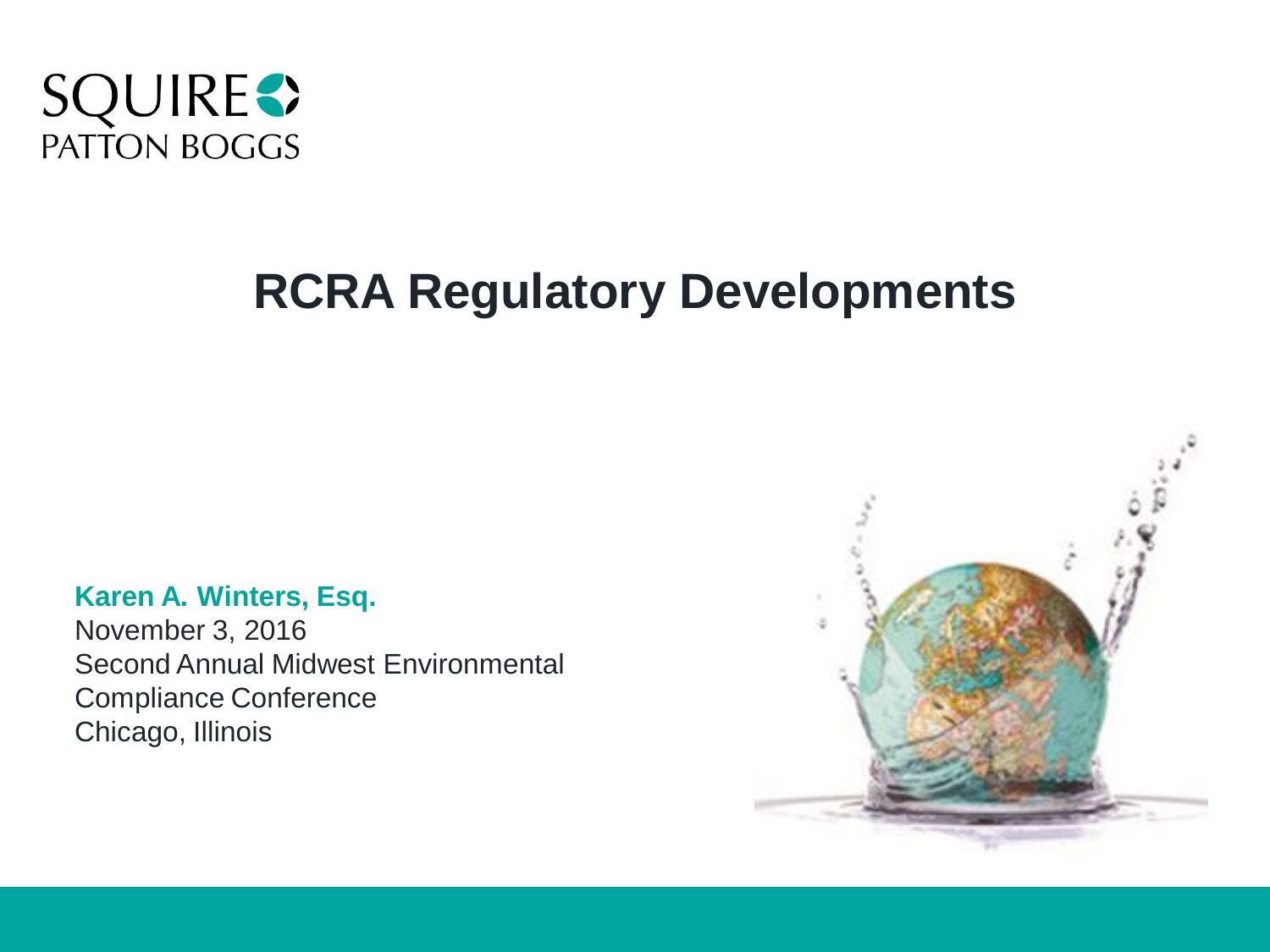SQUIRE PATTON BOGGS

# RCRA Regulatory Developments

**Karen A. Winters, Esq.**
November 3, 2016
Second Annual Midwest Environmental Compliance Conference
Chicago, Illinois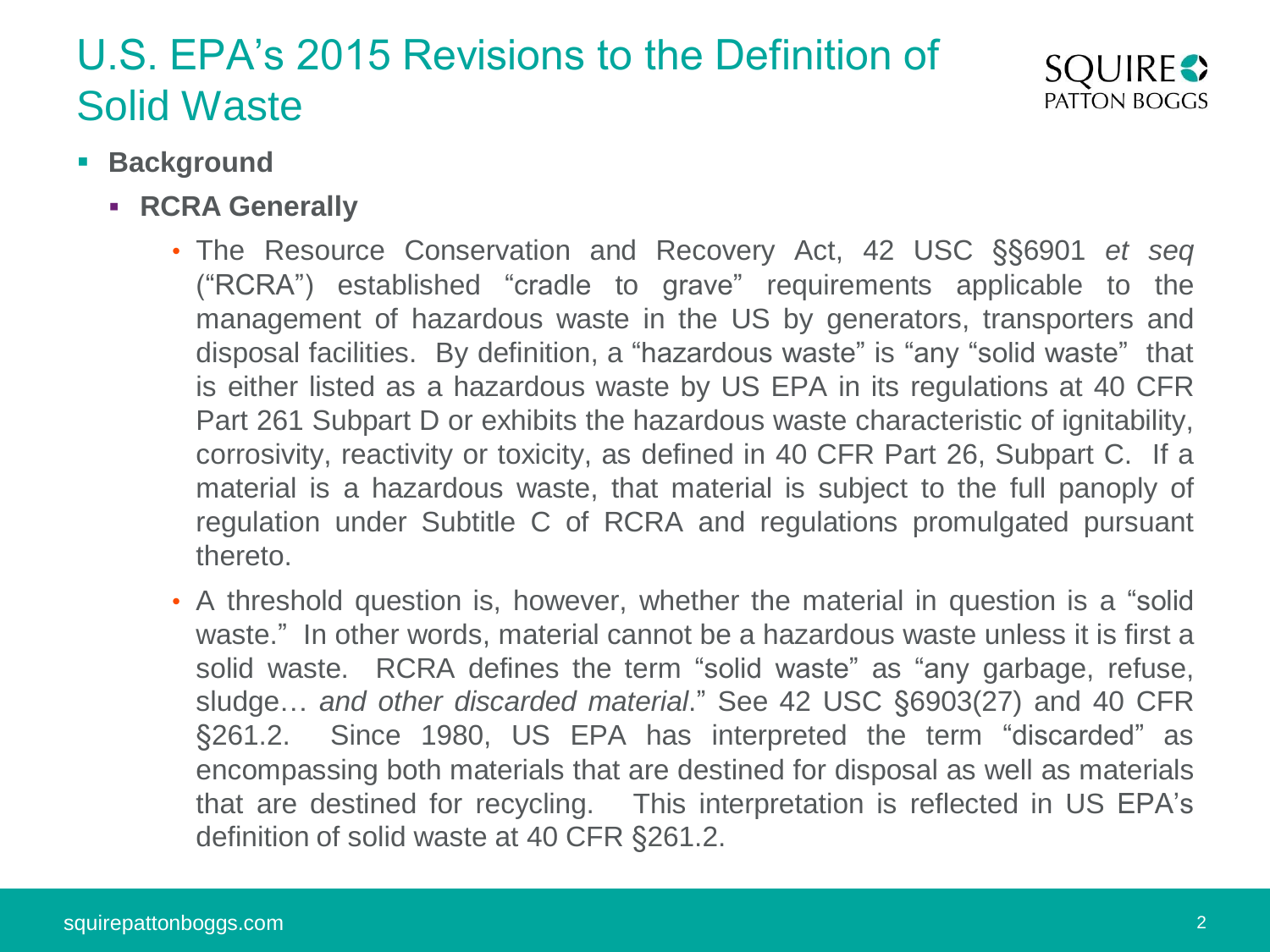# U.S. EPA's 2015 Revisions to the Definition of Solid Waste

- **Background**
  - **RCRA Generally**
    - The Resource Conservation and Recovery Act, 42 USC §§6901 *et seq* ("RCRA") established "cradle to grave" requirements applicable to the management of hazardous waste in the US by generators, transporters and disposal facilities. By definition, a "hazardous waste" is "any "solid waste" that is either listed as a hazardous waste by US EPA in its regulations at 40 CFR Part 261 Subpart D or exhibits the hazardous waste characteristic of ignitability, corrosivity, reactivity or toxicity, as defined in 40 CFR Part 26, Subpart C. If a material is a hazardous waste, that material is subject to the full panoply of regulation under Subtitle C of RCRA and regulations promulgated pursuant thereto.
    - A threshold question is, however, whether the material in question is a "solid waste." In other words, material cannot be a hazardous waste unless it is first a solid waste. RCRA defines the term "solid waste" as "any garbage, refuse, sludge… *and other discarded material*." See 42 USC §6903(27) and 40 CFR §261.2. Since 1980, US EPA has interpreted the term "discarded" as encompassing both materials that are destined for disposal as well as materials that are destined for recycling. This interpretation is reflected in US EPA's definition of solid waste at 40 CFR §261.2.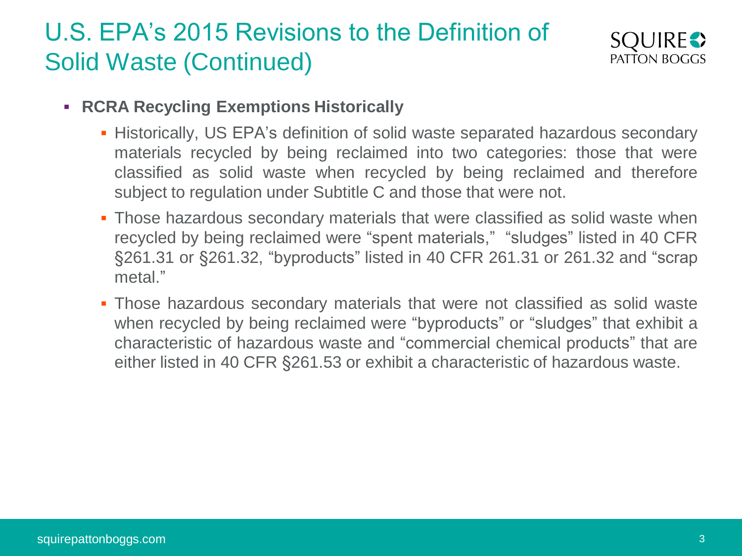# U.S. EPA's 2015 Revisions to the Definition of Solid Waste (Continued)

- **RCRA Recycling Exemptions Historically**
  - Historically, US EPA's definition of solid waste separated hazardous secondary materials recycled by being reclaimed into two categories: those that were classified as solid waste when recycled by being reclaimed and therefore subject to regulation under Subtitle C and those that were not.
  - Those hazardous secondary materials that were classified as solid waste when recycled by being reclaimed were "spent materials," "sludges" listed in 40 CFR §261.31 or §261.32, "byproducts" listed in 40 CFR 261.31 or 261.32 and "scrap metal."
  - Those hazardous secondary materials that were not classified as solid waste when recycled by being reclaimed were "byproducts" or "sludges" that exhibit a characteristic of hazardous waste and "commercial chemical products" that are either listed in 40 CFR §261.53 or exhibit a characteristic of hazardous waste.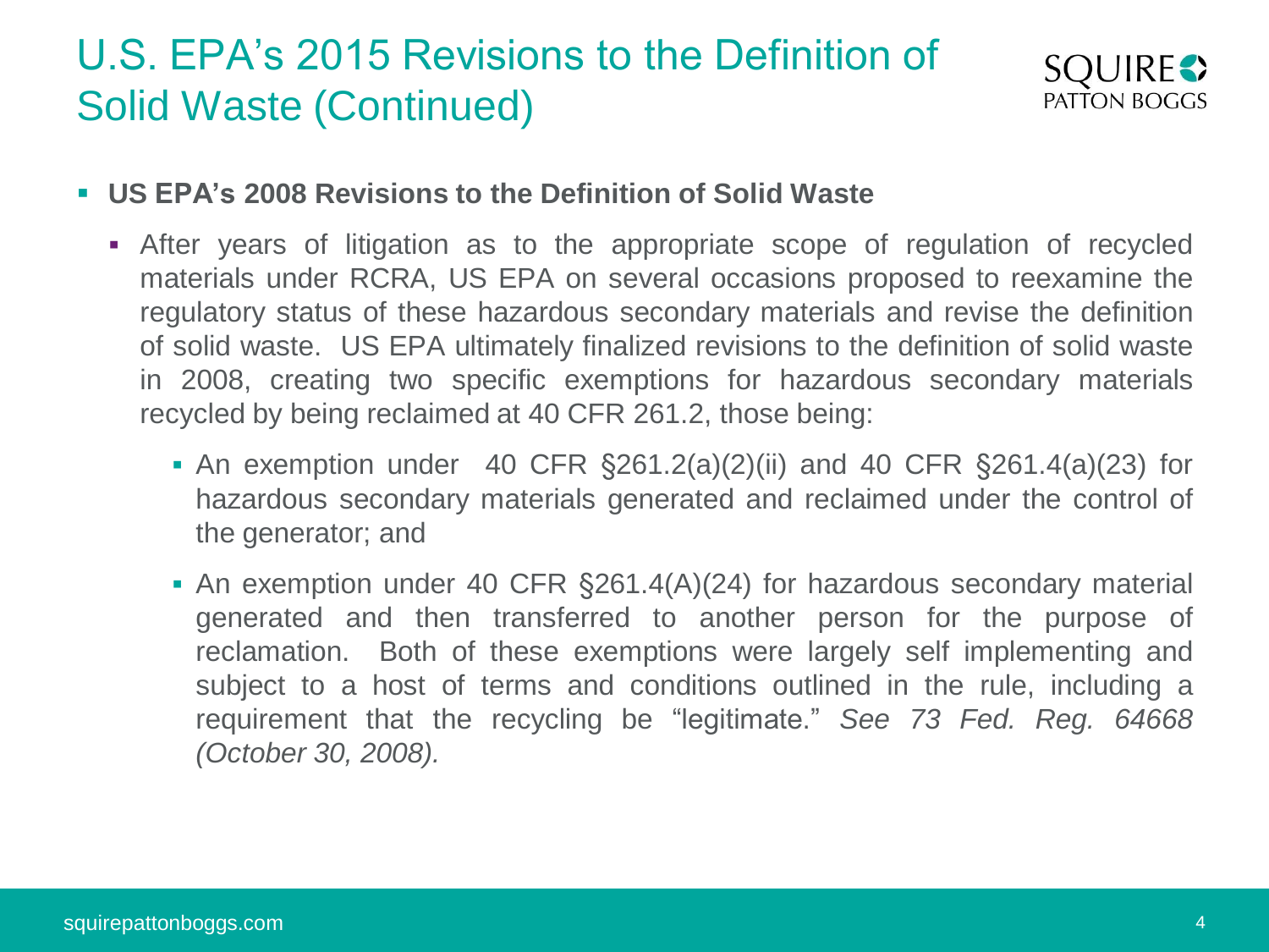# U.S. EPA's 2015 Revisions to the Definition of Solid Waste (Continued)

- **US EPA's 2008 Revisions to the Definition of Solid Waste**
  - After years of litigation as to the appropriate scope of regulation of recycled materials under RCRA, US EPA on several occasions proposed to reexamine the regulatory status of these hazardous secondary materials and revise the definition of solid waste. US EPA ultimately finalized revisions to the definition of solid waste in 2008, creating two specific exemptions for hazardous secondary materials recycled by being reclaimed at 40 CFR 261.2, those being:
    - An exemption under 40 CFR §261.2(a)(2)(ii) and 40 CFR §261.4(a)(23) for hazardous secondary materials generated and reclaimed under the control of the generator; and
    - An exemption under 40 CFR §261.4(A)(24) for hazardous secondary material generated and then transferred to another person for the purpose of reclamation. Both of these exemptions were largely self implementing and subject to a host of terms and conditions outlined in the rule, including a requirement that the recycling be "legitimate." *See 73 Fed. Reg. 64668 (October 30, 2008).*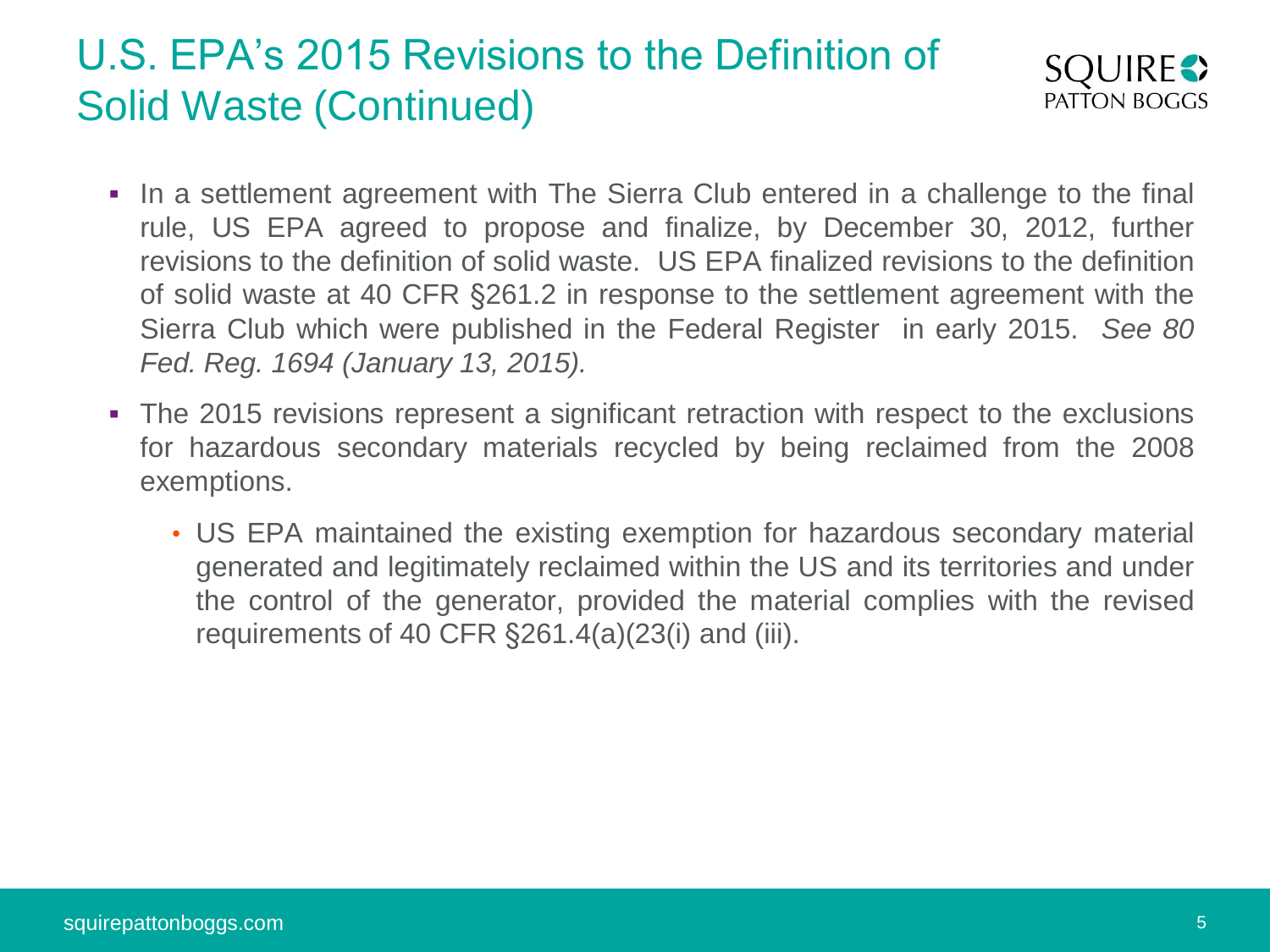# U.S. EPA's 2015 Revisions to the Definition of Solid Waste (Continued)

- In a settlement agreement with The Sierra Club entered in a challenge to the final rule, US EPA agreed to propose and finalize, by December 30, 2012, further revisions to the definition of solid waste. US EPA finalized revisions to the definition of solid waste at 40 CFR §261.2 in response to the settlement agreement with the Sierra Club which were published in the Federal Register in early 2015. *See 80 Fed. Reg. 1694 (January 13, 2015).*
- The 2015 revisions represent a significant retraction with respect to the exclusions for hazardous secondary materials recycled by being reclaimed from the 2008 exemptions.
  - US EPA maintained the existing exemption for hazardous secondary material generated and legitimately reclaimed within the US and its territories and under the control of the generator, provided the material complies with the revised requirements of 40 CFR §261.4(a)(23(i) and (iii).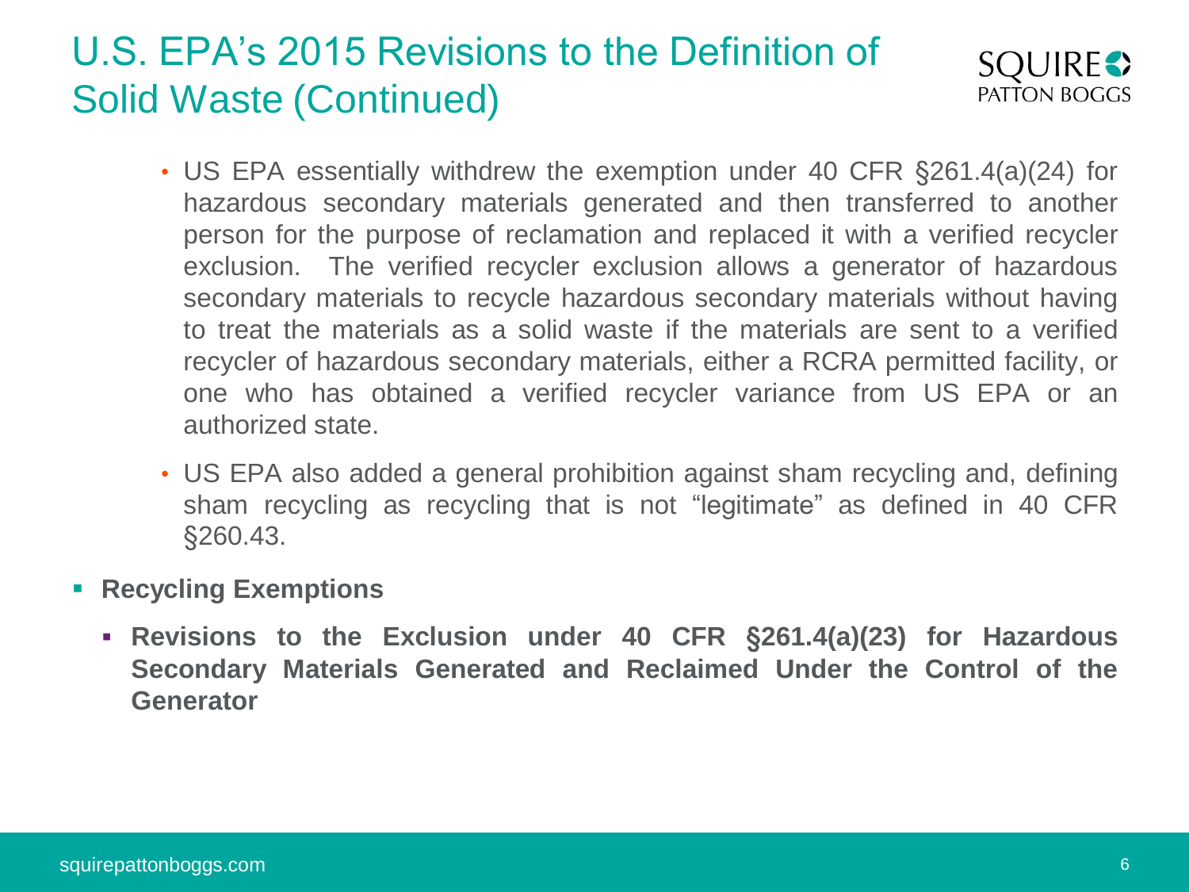## U.S. EPA's 2015 Revisions to the Definition of Solid Waste (Continued)

- US EPA essentially withdrew the exemption under 40 CFR §261.4(a)(24) for hazardous secondary materials generated and then transferred to another person for the purpose of reclamation and replaced it with a verified recycler exclusion. The verified recycler exclusion allows a generator of hazardous secondary materials to recycle hazardous secondary materials without having to treat the materials as a solid waste if the materials are sent to a verified recycler of hazardous secondary materials, either a RCRA permitted facility, or one who has obtained a verified recycler variance from US EPA or an authorized state.
- US EPA also added a general prohibition against sham recycling and, defining sham recycling as recycling that is not "legitimate" as defined in 40 CFR §260.43.

- **Recycling Exemptions**
  - **Revisions to the Exclusion under 40 CFR §261.4(a)(23) for Hazardous Secondary Materials Generated and Reclaimed Under the Control of the Generator**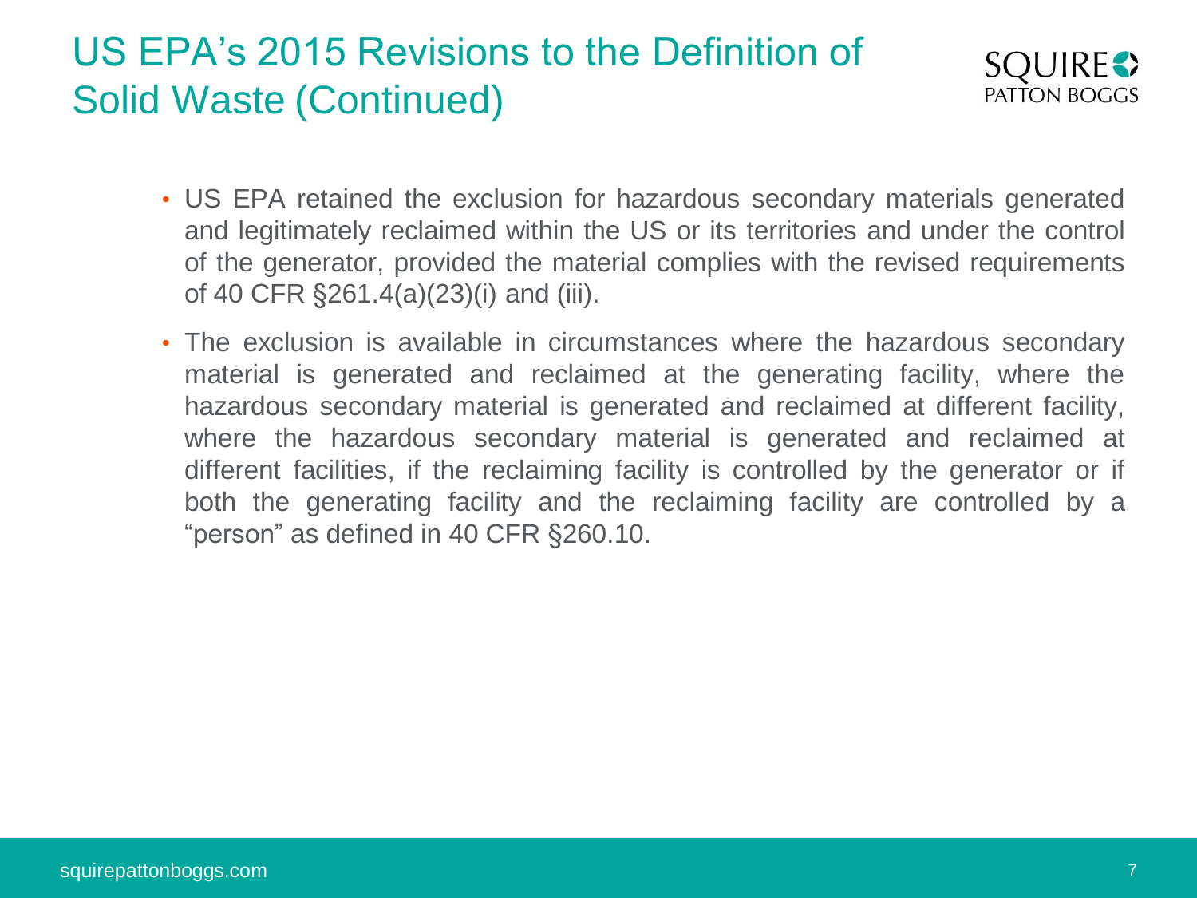# US EPA's 2015 Revisions to the Definition of Solid Waste (Continued)

- US EPA retained the exclusion for hazardous secondary materials generated and legitimately reclaimed within the US or its territories and under the control of the generator, provided the material complies with the revised requirements of 40 CFR §261.4(a)(23)(i) and (iii).
- The exclusion is available in circumstances where the hazardous secondary material is generated and reclaimed at the generating facility, where the hazardous secondary material is generated and reclaimed at different facility, where the hazardous secondary material is generated and reclaimed at different facilities, if the reclaiming facility is controlled by the generator or if both the generating facility and the reclaiming facility are controlled by a "person" as defined in 40 CFR §260.10.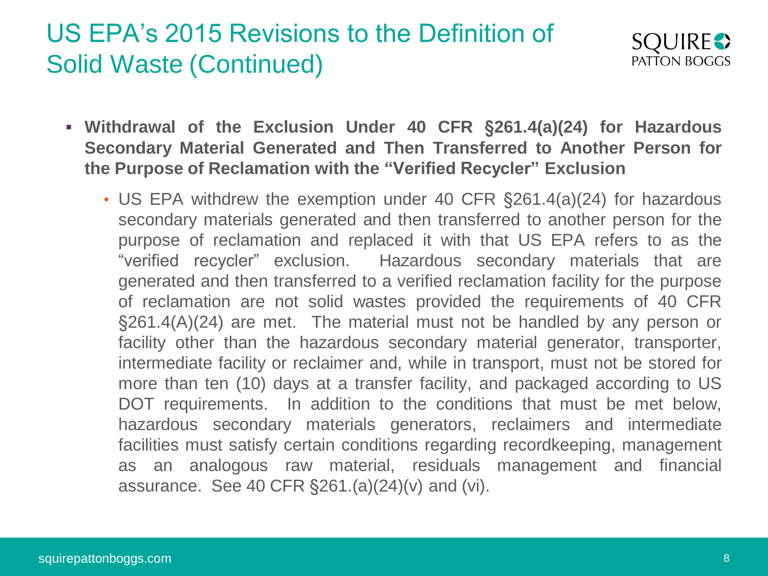# US EPA's 2015 Revisions to the Definition of Solid Waste (Continued)

- **Withdrawal of the Exclusion Under 40 CFR §261.4(a)(24) for Hazardous Secondary Material Generated and Then Transferred to Another Person for the Purpose of Reclamation with the "Verified Recycler" Exclusion**
  - US EPA withdrew the exemption under 40 CFR §261.4(a)(24) for hazardous secondary materials generated and then transferred to another person for the purpose of reclamation and replaced it with that US EPA refers to as the "verified recycler" exclusion. Hazardous secondary materials that are generated and then transferred to a verified reclamation facility for the purpose of reclamation are not solid wastes provided the requirements of 40 CFR §261.4(A)(24) are met. The material must not be handled by any person or facility other than the hazardous secondary material generator, transporter, intermediate facility or reclaimer and, while in transport, must not be stored for more than ten (10) days at a transfer facility, and packaged according to US DOT requirements. In addition to the conditions that must be met below, hazardous secondary materials generators, reclaimers and intermediate facilities must satisfy certain conditions regarding recordkeeping, management as an analogous raw material, residuals management and financial assurance. See 40 CFR §261.(a)(24)(v) and (vi).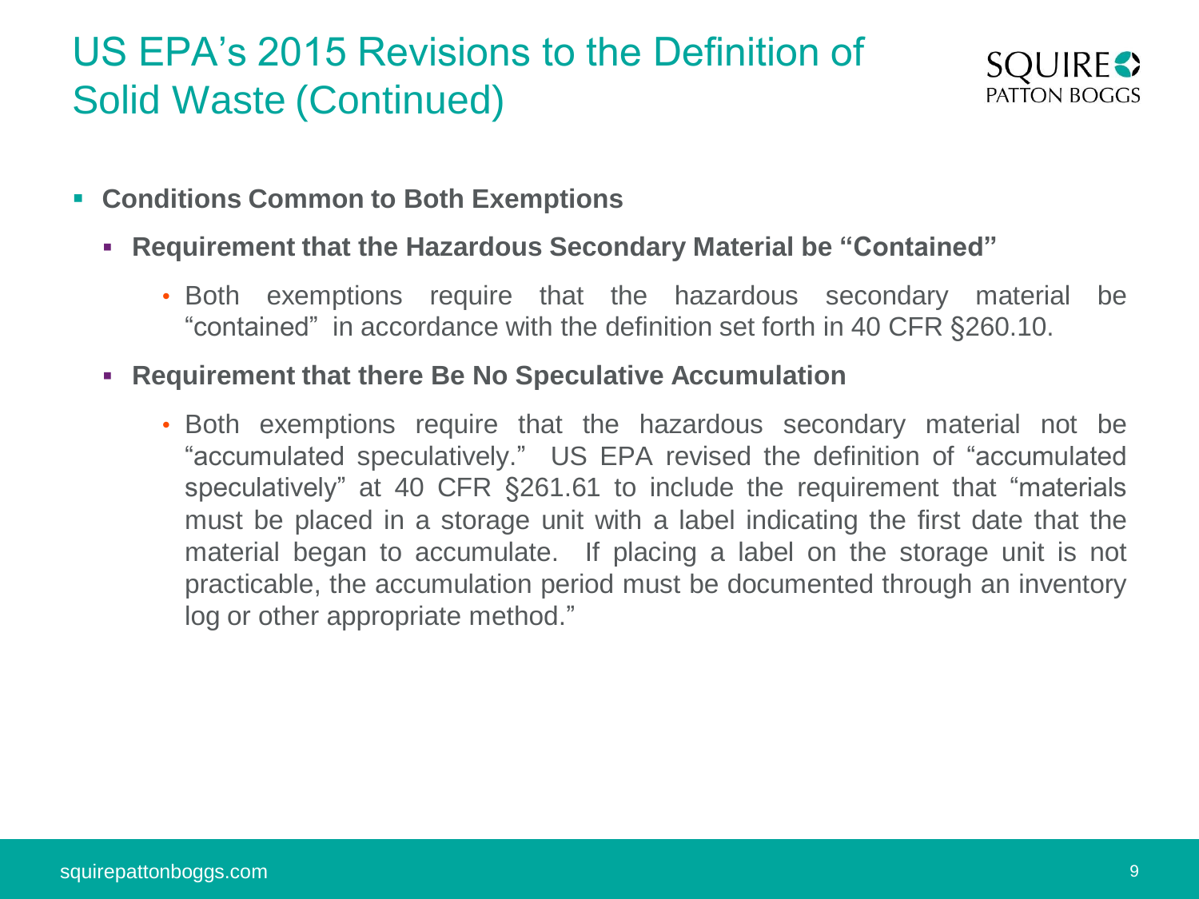# US EPA's 2015 Revisions to the Definition of Solid Waste (Continued)

- **Conditions Common to Both Exemptions**
  - **Requirement that the Hazardous Secondary Material be "Contained"**
    - Both exemptions require that the hazardous secondary material be "contained" in accordance with the definition set forth in 40 CFR §260.10.
  - **Requirement that there Be No Speculative Accumulation**
    - Both exemptions require that the hazardous secondary material not be "accumulated speculatively." US EPA revised the definition of "accumulated speculatively" at 40 CFR §261.61 to include the requirement that "materials must be placed in a storage unit with a label indicating the first date that the material began to accumulate. If placing a label on the storage unit is not practicable, the accumulation period must be documented through an inventory log or other appropriate method."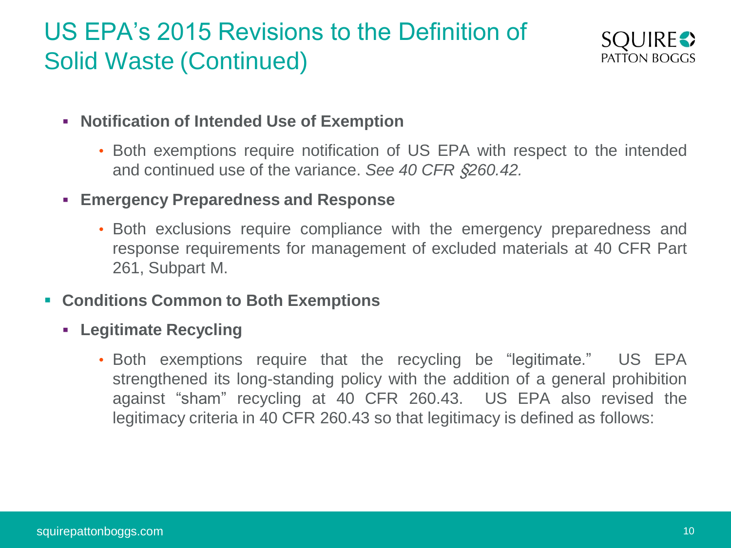# US EPA's 2015 Revisions to the Definition of Solid Waste (Continued)

- **Notification of Intended Use of Exemption**
  - Both exemptions require notification of US EPA with respect to the intended and continued use of the variance. *See 40 CFR §260.42.*
- **Emergency Preparedness and Response**
  - Both exclusions require compliance with the emergency preparedness and response requirements for management of excluded materials at 40 CFR Part 261, Subpart M.

- **Conditions Common to Both Exemptions**
  - **Legitimate Recycling**
    - Both exemptions require that the recycling be "legitimate." US EPA strengthened its long-standing policy with the addition of a general prohibition against "sham" recycling at 40 CFR 260.43. US EPA also revised the legitimacy criteria in 40 CFR 260.43 so that legitimacy is defined as follows: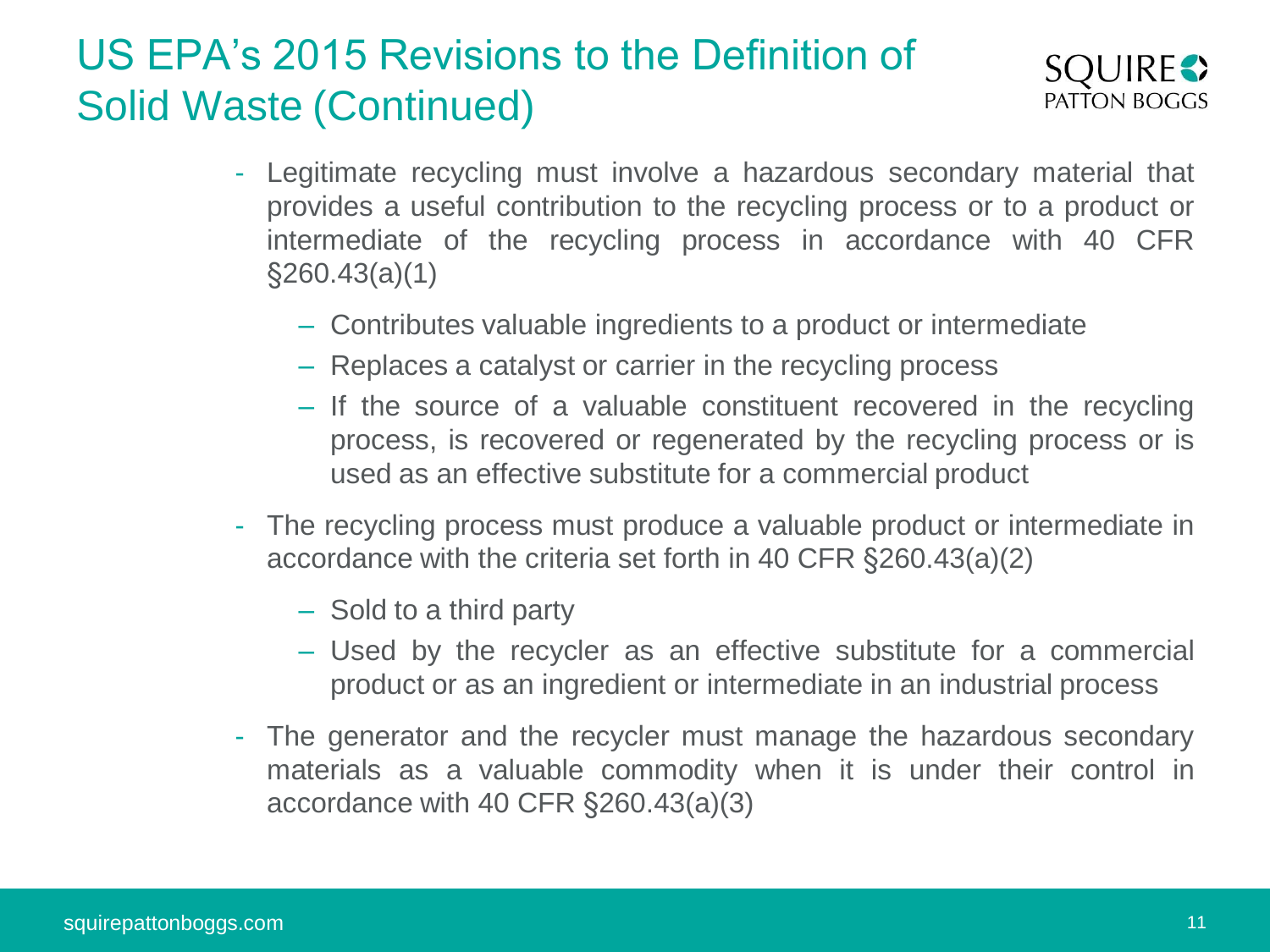# US EPA's 2015 Revisions to the Definition of Solid Waste (Continued)

- Legitimate recycling must involve a hazardous secondary material that provides a useful contribution to the recycling process or to a product or intermediate of the recycling process in accordance with 40 CFR §260.43(a)(1)
  - Contributes valuable ingredients to a product or intermediate
  - Replaces a catalyst or carrier in the recycling process
  - If the source of a valuable constituent recovered in the recycling process, is recovered or regenerated by the recycling process or is used as an effective substitute for a commercial product
- The recycling process must produce a valuable product or intermediate in accordance with the criteria set forth in 40 CFR §260.43(a)(2)
  - Sold to a third party
  - Used by the recycler as an effective substitute for a commercial product or as an ingredient or intermediate in an industrial process
- The generator and the recycler must manage the hazardous secondary materials as a valuable commodity when it is under their control in accordance with 40 CFR §260.43(a)(3)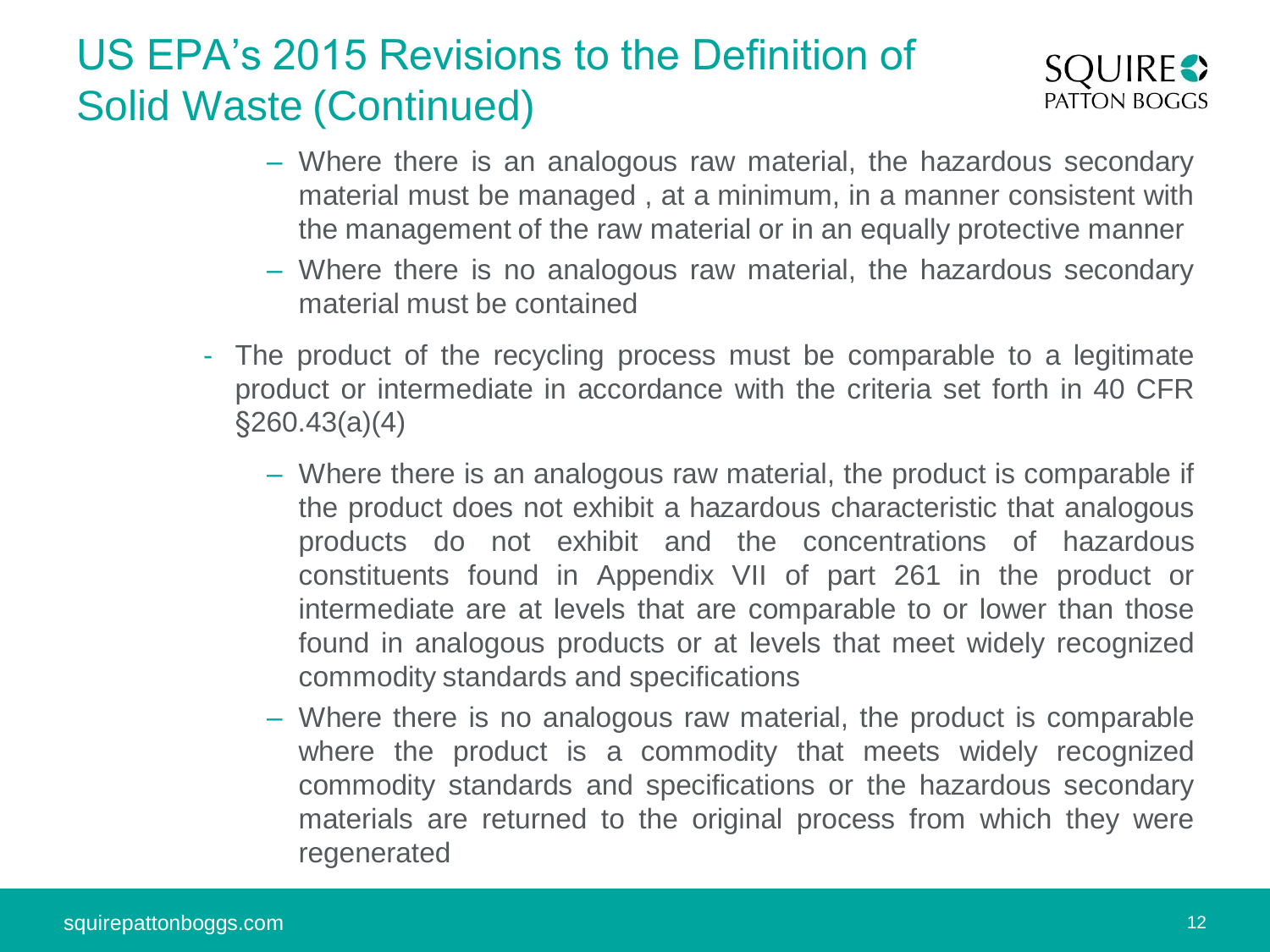# US EPA's 2015 Revisions to the Definition of Solid Waste (Continued)

  - Where there is an analogous raw material, the hazardous secondary material must be managed , at a minimum, in a manner consistent with the management of the raw material or in an equally protective manner
  - Where there is no analogous raw material, the hazardous secondary material must be contained

- The product of the recycling process must be comparable to a legitimate product or intermediate in accordance with the criteria set forth in 40 CFR §260.43(a)(4)
  - Where there is an analogous raw material, the product is comparable if the product does not exhibit a hazardous characteristic that analogous products do not exhibit and the concentrations of hazardous constituents found in Appendix VII of part 261 in the product or intermediate are at levels that are comparable to or lower than those found in analogous products or at levels that meet widely recognized commodity standards and specifications
  - Where there is no analogous raw material, the product is comparable where the product is a commodity that meets widely recognized commodity standards and specifications or the hazardous secondary materials are returned to the original process from which they were regenerated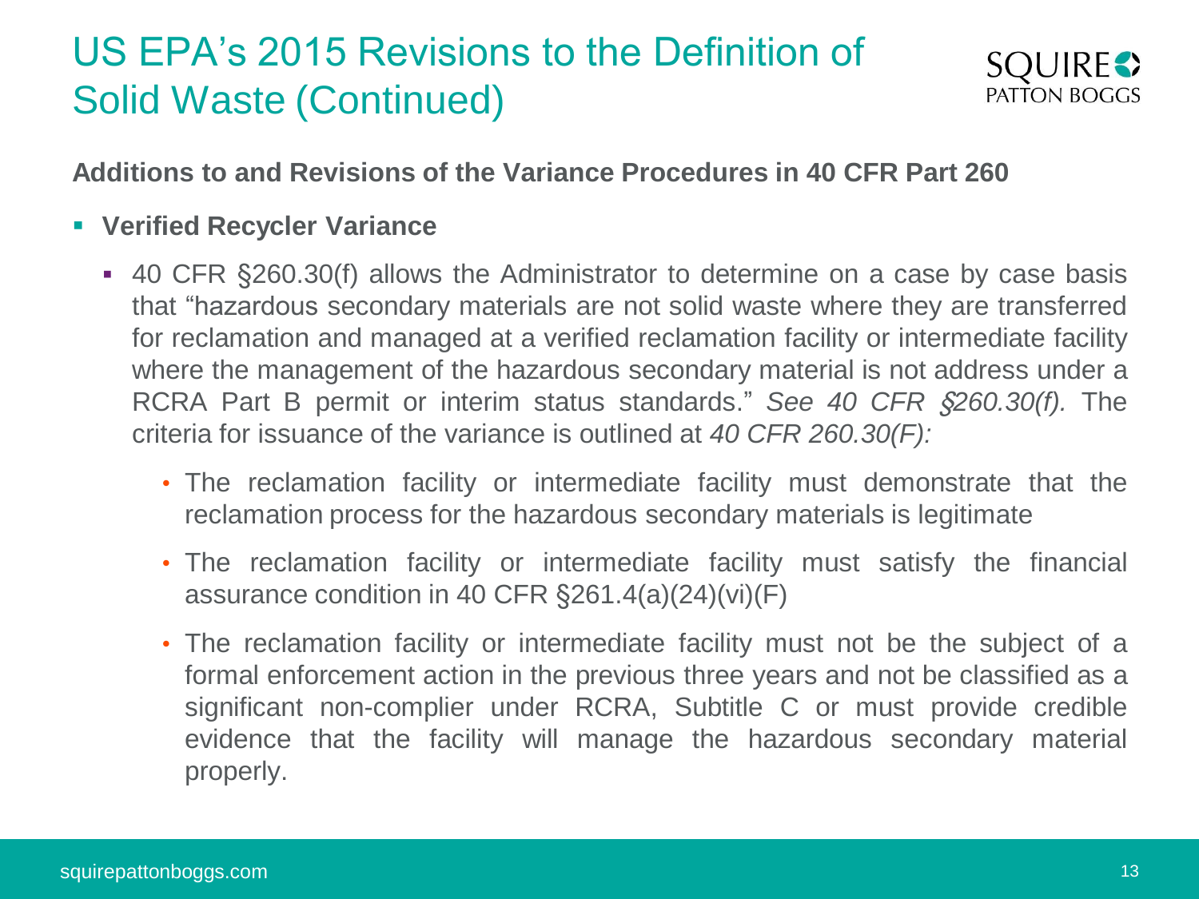# US EPA's 2015 Revisions to the Definition of Solid Waste (Continued)

**Additions to and Revisions of the Variance Procedures in 40 CFR Part 260**

- **Verified Recycler Variance**
  - 40 CFR §260.30(f) allows the Administrator to determine on a case by case basis that "hazardous secondary materials are not solid waste where they are transferred for reclamation and managed at a verified reclamation facility or intermediate facility where the management of the hazardous secondary material is not address under a RCRA Part B permit or interim status standards." *See 40 CFR §260.30(f).* The criteria for issuance of the variance is outlined at *40 CFR 260.30(F):*
    - The reclamation facility or intermediate facility must demonstrate that the reclamation process for the hazardous secondary materials is legitimate
    - The reclamation facility or intermediate facility must satisfy the financial assurance condition in 40 CFR §261.4(a)(24)(vi)(F)
    - The reclamation facility or intermediate facility must not be the subject of a formal enforcement action in the previous three years and not be classified as a significant non-complier under RCRA, Subtitle C or must provide credible evidence that the facility will manage the hazardous secondary material properly.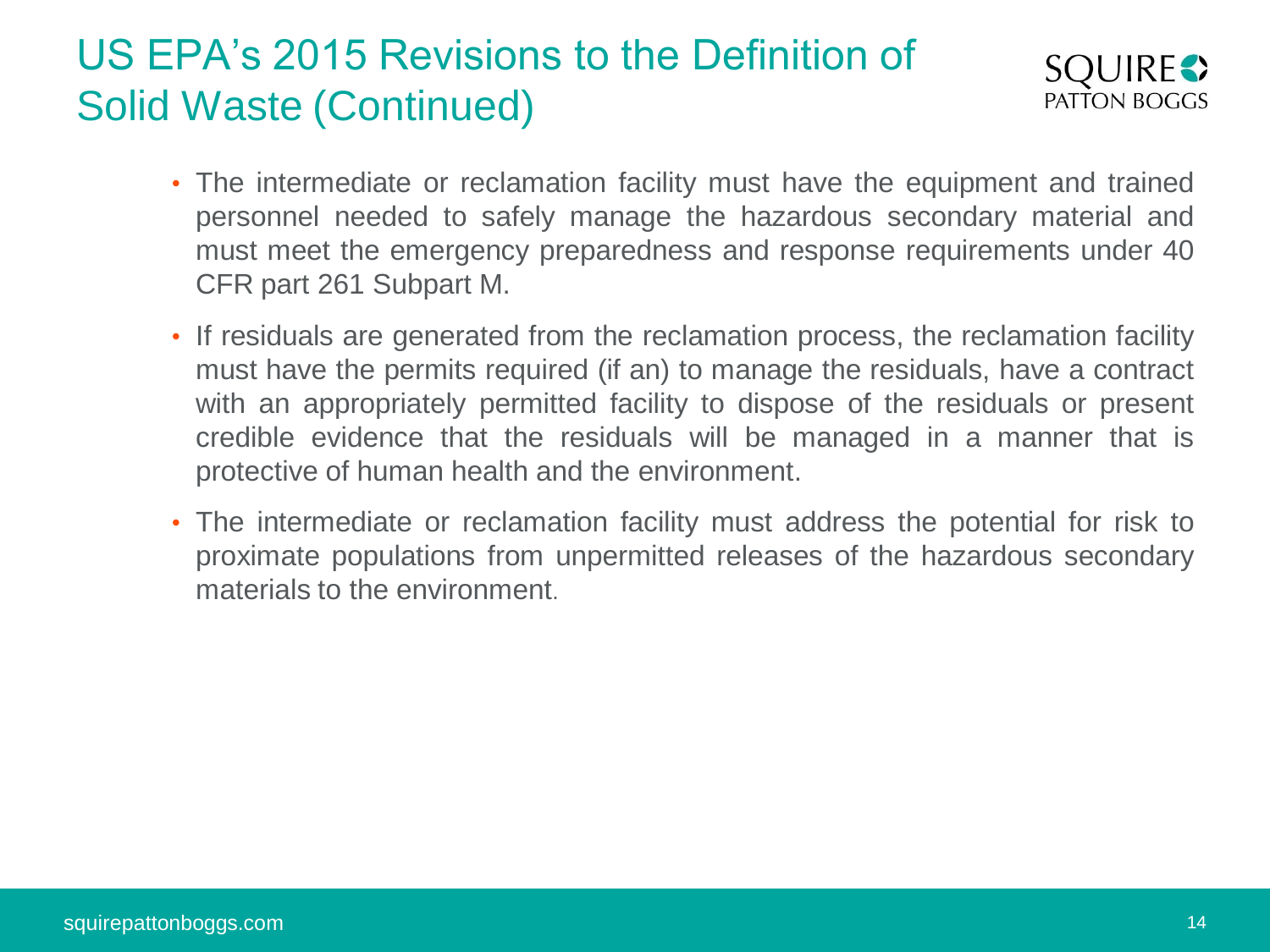# US EPA's 2015 Revisions to the Definition of Solid Waste (Continued)

- The intermediate or reclamation facility must have the equipment and trained personnel needed to safely manage the hazardous secondary material and must meet the emergency preparedness and response requirements under 40 CFR part 261 Subpart M.
- If residuals are generated from the reclamation process, the reclamation facility must have the permits required (if an) to manage the residuals, have a contract with an appropriately permitted facility to dispose of the residuals or present credible evidence that the residuals will be managed in a manner that is protective of human health and the environment.
- The intermediate or reclamation facility must address the potential for risk to proximate populations from unpermitted releases of the hazardous secondary materials to the environment.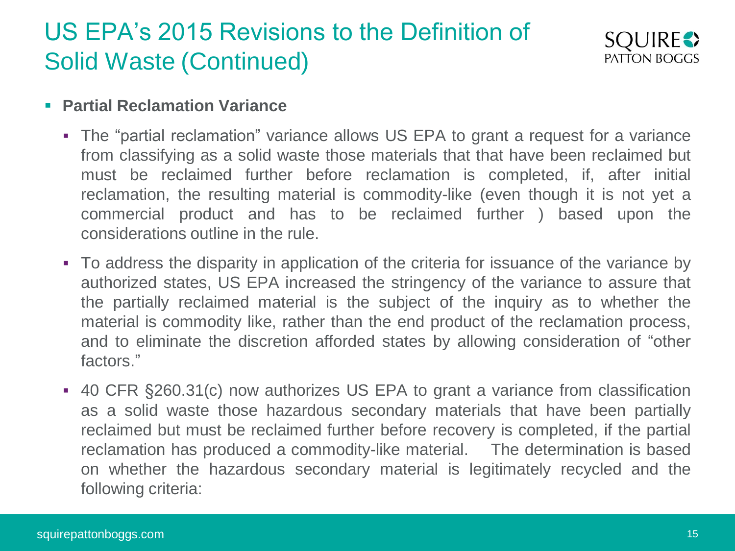# US EPA's 2015 Revisions to the Definition of Solid Waste (Continued)

- **Partial Reclamation Variance**
  - The "partial reclamation" variance allows US EPA to grant a request for a variance from classifying as a solid waste those materials that that have been reclaimed but must be reclaimed further before reclamation is completed, if, after initial reclamation, the resulting material is commodity-like (even though it is not yet a commercial product and has to be reclaimed further ) based upon the considerations outline in the rule.
  - To address the disparity in application of the criteria for issuance of the variance by authorized states, US EPA increased the stringency of the variance to assure that the partially reclaimed material is the subject of the inquiry as to whether the material is commodity like, rather than the end product of the reclamation process, and to eliminate the discretion afforded states by allowing consideration of "other factors."
  - 40 CFR §260.31(c) now authorizes US EPA to grant a variance from classification as a solid waste those hazardous secondary materials that have been partially reclaimed but must be reclaimed further before recovery is completed, if the partial reclamation has produced a commodity-like material. The determination is based on whether the hazardous secondary material is legitimately recycled and the following criteria: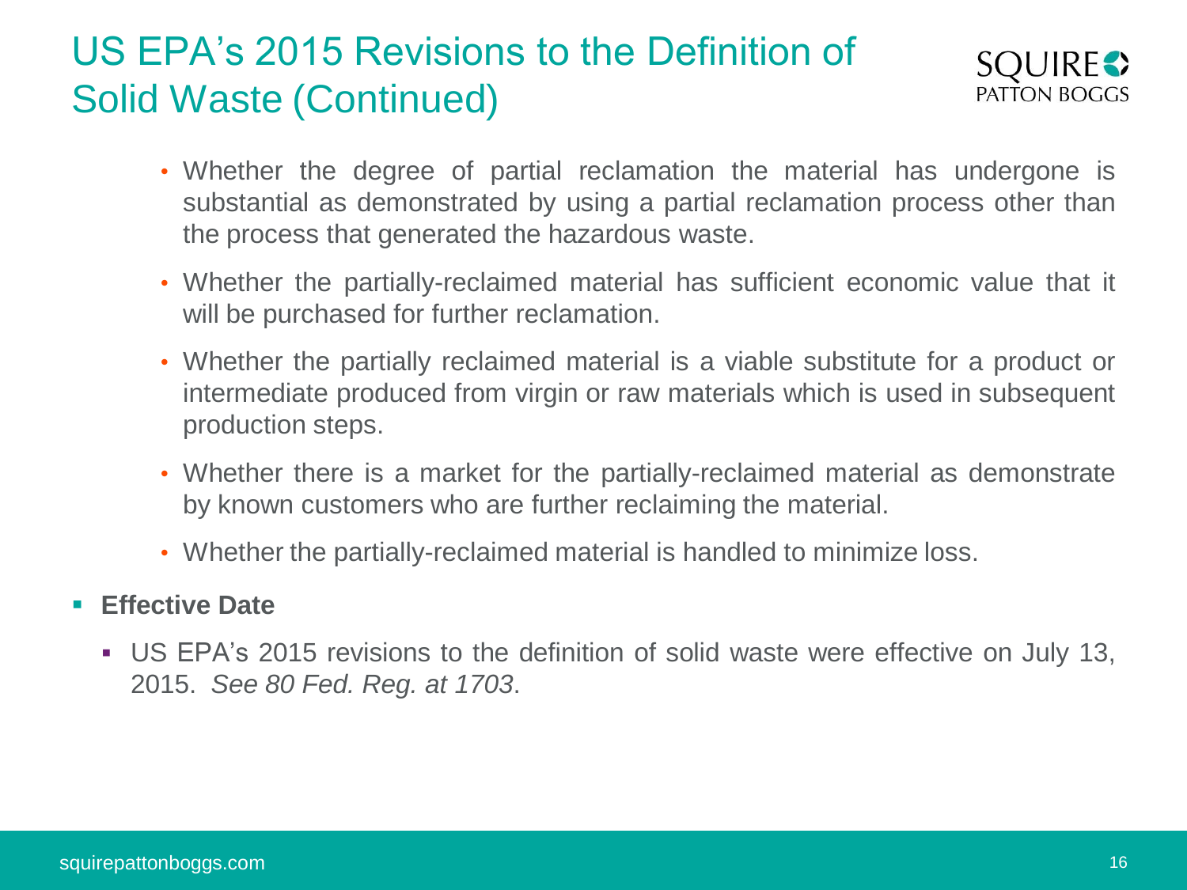# US EPA's 2015 Revisions to the Definition of Solid Waste (Continued)

    - Whether the degree of partial reclamation the material has undergone is substantial as demonstrated by using a partial reclamation process other than the process that generated the hazardous waste.
    - Whether the partially-reclaimed material has sufficient economic value that it will be purchased for further reclamation.
    - Whether the partially reclaimed material is a viable substitute for a product or intermediate produced from virgin or raw materials which is used in subsequent production steps.
    - Whether there is a market for the partially-reclaimed material as demonstrate by known customers who are further reclaiming the material.
    - Whether the partially-reclaimed material is handled to minimize loss.

- **Effective Date**
  - US EPA's 2015 revisions to the definition of solid waste were effective on July 13, 2015. *See 80 Fed. Reg. at 1703*.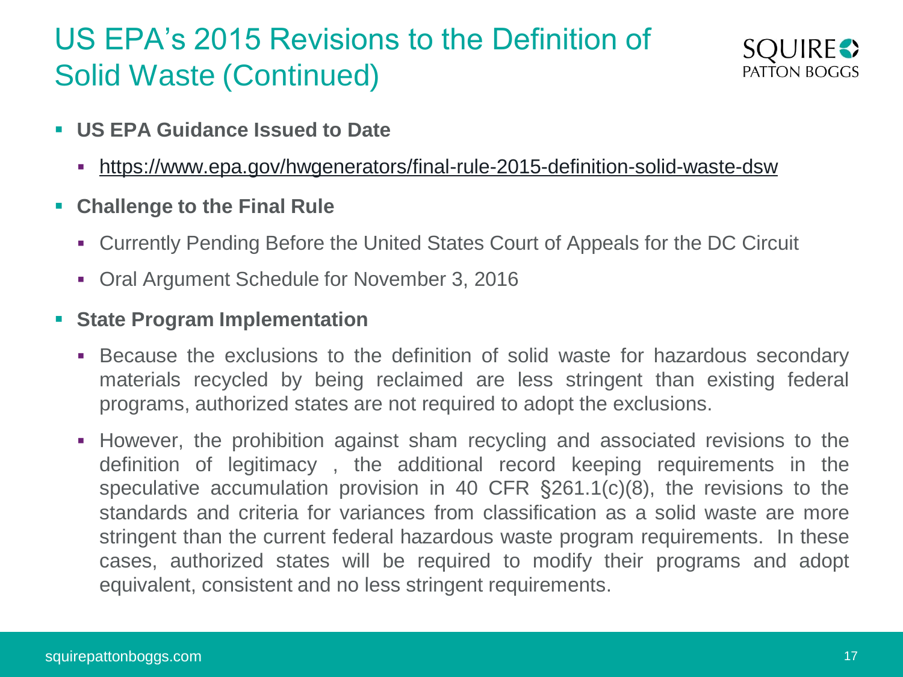# US EPA's 2015 Revisions to the Definition of Solid Waste (Continued)

- **US EPA Guidance Issued to Date**
  - https://www.epa.gov/hwgenerators/final-rule-2015-definition-solid-waste-dsw
- **Challenge to the Final Rule**
  - Currently Pending Before the United States Court of Appeals for the DC Circuit
  - Oral Argument Schedule for November 3, 2016
- **State Program Implementation**
  - Because the exclusions to the definition of solid waste for hazardous secondary materials recycled by being reclaimed are less stringent than existing federal programs, authorized states are not required to adopt the exclusions.
  - However, the prohibition against sham recycling and associated revisions to the definition of legitimacy , the additional record keeping requirements in the speculative accumulation provision in 40 CFR §261.1(c)(8), the revisions to the standards and criteria for variances from classification as a solid waste are more stringent than the current federal hazardous waste program requirements. In these cases, authorized states will be required to modify their programs and adopt equivalent, consistent and no less stringent requirements.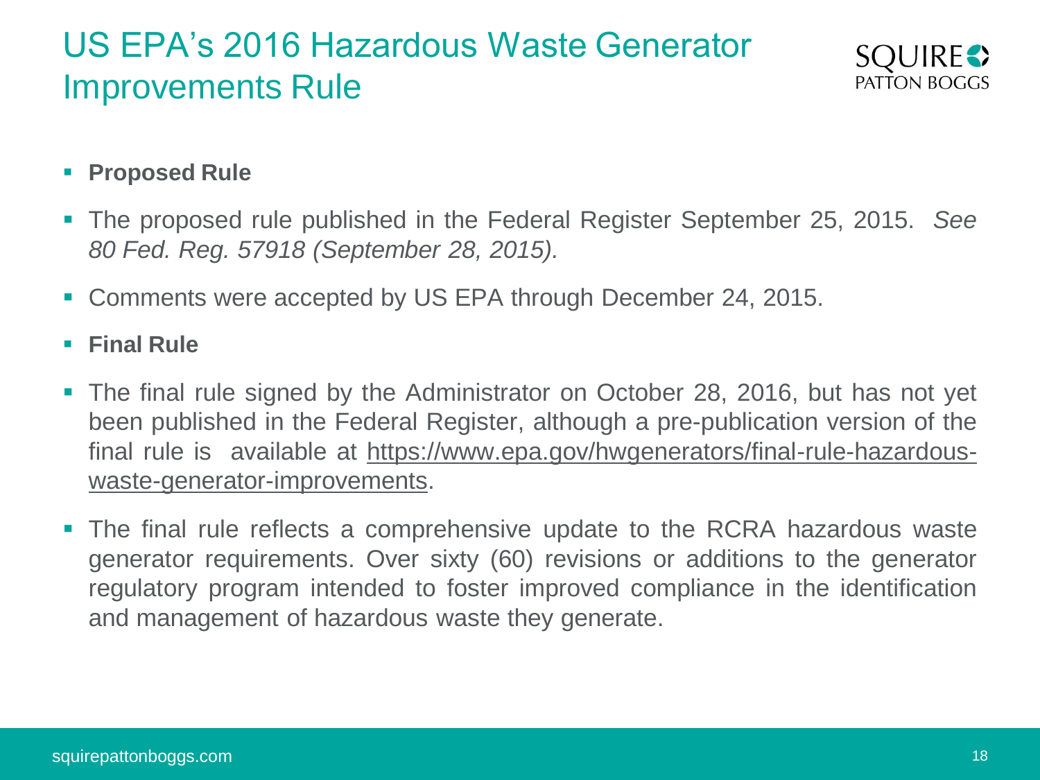# US EPA's 2016 Hazardous Waste Generator Improvements Rule

- **Proposed Rule**
- The proposed rule published in the Federal Register September 25, 2015. *See 80 Fed. Reg. 57918 (September 28, 2015).*
- Comments were accepted by US EPA through December 24, 2015.
- **Final Rule**
- The final rule signed by the Administrator on October 28, 2016, but has not yet been published in the Federal Register, although a pre-publication version of the final rule is available at https://www.epa.gov/hwgenerators/final-rule-hazardous-waste-generator-improvements.
- The final rule reflects a comprehensive update to the RCRA hazardous waste generator requirements. Over sixty (60) revisions or additions to the generator regulatory program intended to foster improved compliance in the identification and management of hazardous waste they generate.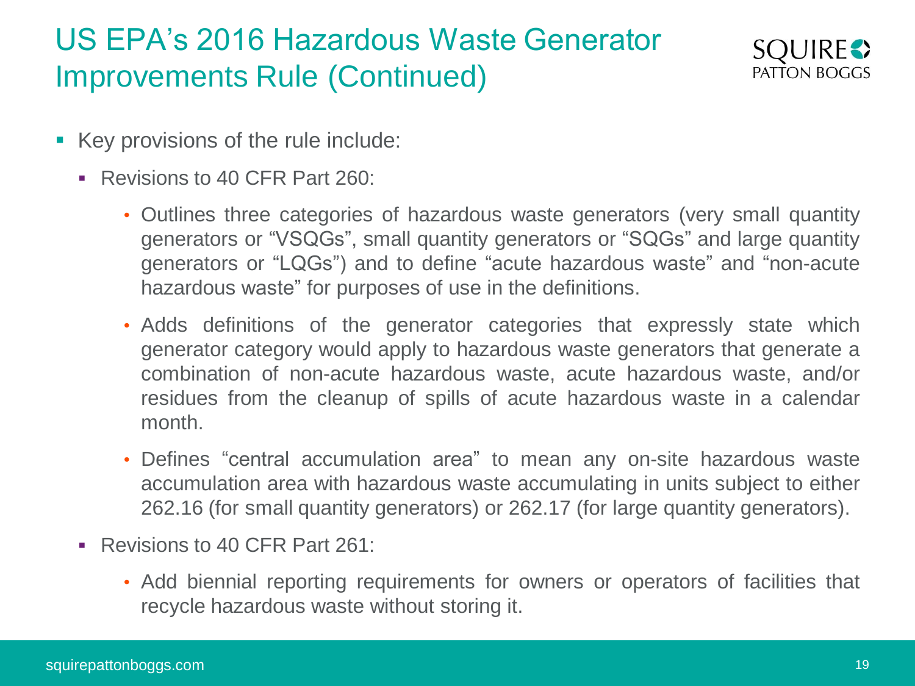# US EPA's 2016 Hazardous Waste Generator Improvements Rule (Continued)

- Key provisions of the rule include:
  - Revisions to 40 CFR Part 260:
    - Outlines three categories of hazardous waste generators (very small quantity generators or "VSQGs", small quantity generators or "SQGs" and large quantity generators or "LQGs") and to define "acute hazardous waste" and "non-acute hazardous waste" for purposes of use in the definitions.
    - Adds definitions of the generator categories that expressly state which generator category would apply to hazardous waste generators that generate a combination of non-acute hazardous waste, acute hazardous waste, and/or residues from the cleanup of spills of acute hazardous waste in a calendar month.
    - Defines "central accumulation area" to mean any on-site hazardous waste accumulation area with hazardous waste accumulating in units subject to either 262.16 (for small quantity generators) or 262.17 (for large quantity generators).
  - Revisions to 40 CFR Part 261:
    - Add biennial reporting requirements for owners or operators of facilities that recycle hazardous waste without storing it.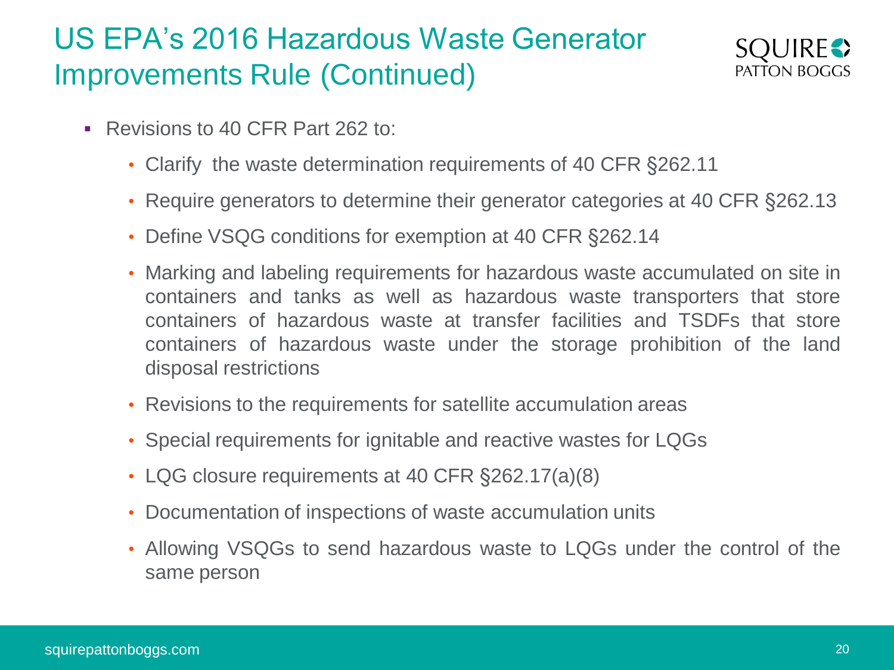# US EPA's 2016 Hazardous Waste Generator Improvements Rule (Continued)

- Revisions to 40 CFR Part 262 to:
  - Clarify the waste determination requirements of 40 CFR §262.11
  - Require generators to determine their generator categories at 40 CFR §262.13
  - Define VSQG conditions for exemption at 40 CFR §262.14
  - Marking and labeling requirements for hazardous waste accumulated on site in containers and tanks as well as hazardous waste transporters that store containers of hazardous waste at transfer facilities and TSDFs that store containers of hazardous waste under the storage prohibition of the land disposal restrictions
  - Revisions to the requirements for satellite accumulation areas
  - Special requirements for ignitable and reactive wastes for LQGs
  - LQG closure requirements at 40 CFR §262.17(a)(8)
  - Documentation of inspections of waste accumulation units
  - Allowing VSQGs to send hazardous waste to LQGs under the control of the same person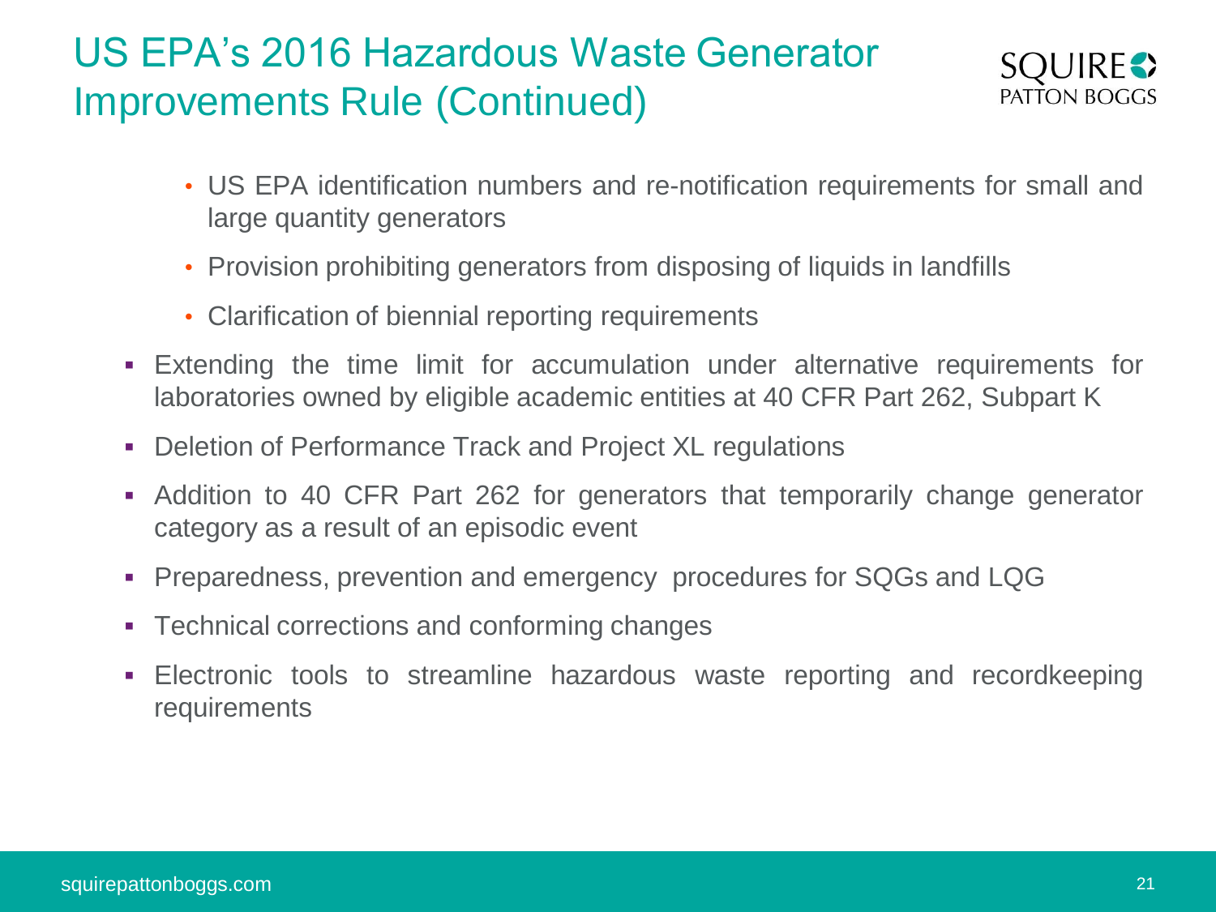# US EPA's 2016 Hazardous Waste Generator Improvements Rule (Continued)

- US EPA identification numbers and re-notification requirements for small and large quantity generators
- Provision prohibiting generators from disposing of liquids in landfills
- Clarification of biennial reporting requirements

- Extending the time limit for accumulation under alternative requirements for laboratories owned by eligible academic entities at 40 CFR Part 262, Subpart K
- Deletion of Performance Track and Project XL regulations
- Addition to 40 CFR Part 262 for generators that temporarily change generator category as a result of an episodic event
- Preparedness, prevention and emergency procedures for SQGs and LQG
- Technical corrections and conforming changes
- Electronic tools to streamline hazardous waste reporting and recordkeeping requirements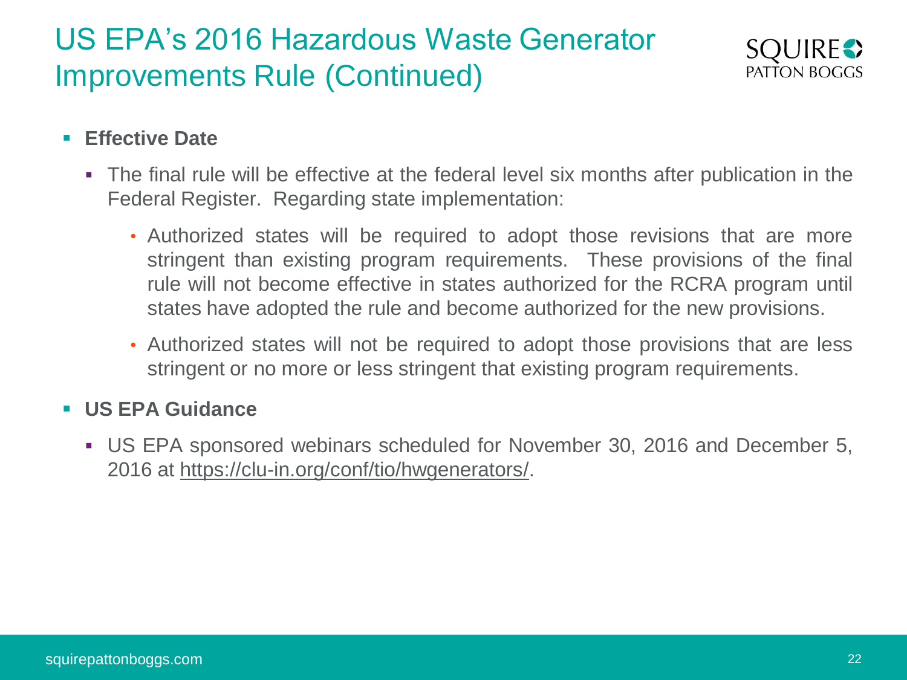# US EPA's 2016 Hazardous Waste Generator Improvements Rule (Continued)

- **Effective Date**
  - The final rule will be effective at the federal level six months after publication in the Federal Register. Regarding state implementation:
    - Authorized states will be required to adopt those revisions that are more stringent than existing program requirements. These provisions of the final rule will not become effective in states authorized for the RCRA program until states have adopted the rule and become authorized for the new provisions.
    - Authorized states will not be required to adopt those provisions that are less stringent or no more or less stringent that existing program requirements.
- **US EPA Guidance**
  - US EPA sponsored webinars scheduled for November 30, 2016 and December 5, 2016 at https://clu-in.org/conf/tio/hwgenerators/.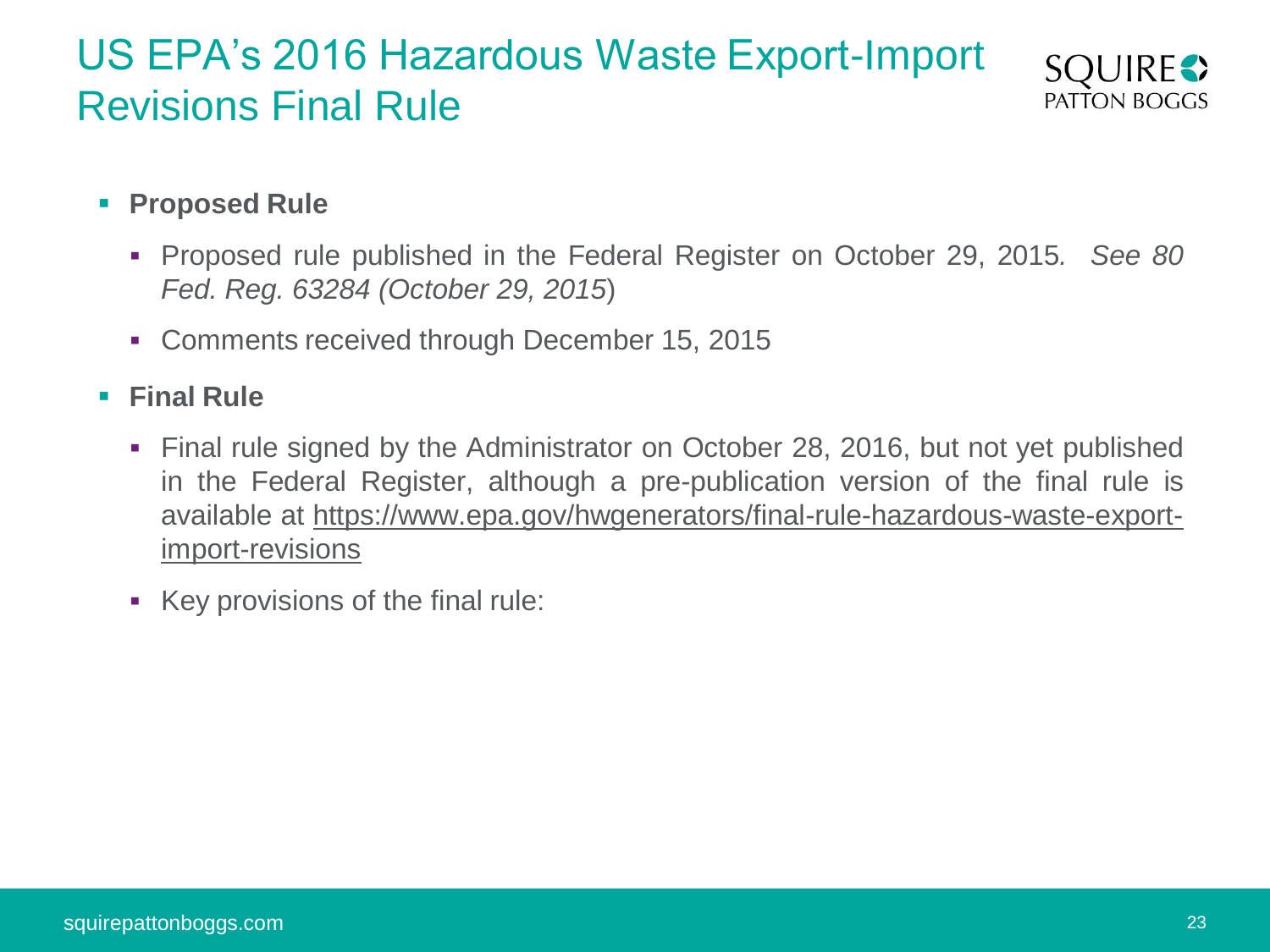# US EPA's 2016 Hazardous Waste Export-Import Revisions Final Rule

- **Proposed Rule**
  - Proposed rule published in the Federal Register on October 29, 2015*. See 80 Fed. Reg. 63284 (October 29, 2015*)
  - Comments received through December 15, 2015
- **Final Rule**
  - Final rule signed by the Administrator on October 28, 2016, but not yet published in the Federal Register, although a pre-publication version of the final rule is available at https://www.epa.gov/hwgenerators/final-rule-hazardous-waste-export-import-revisions
  - Key provisions of the final rule: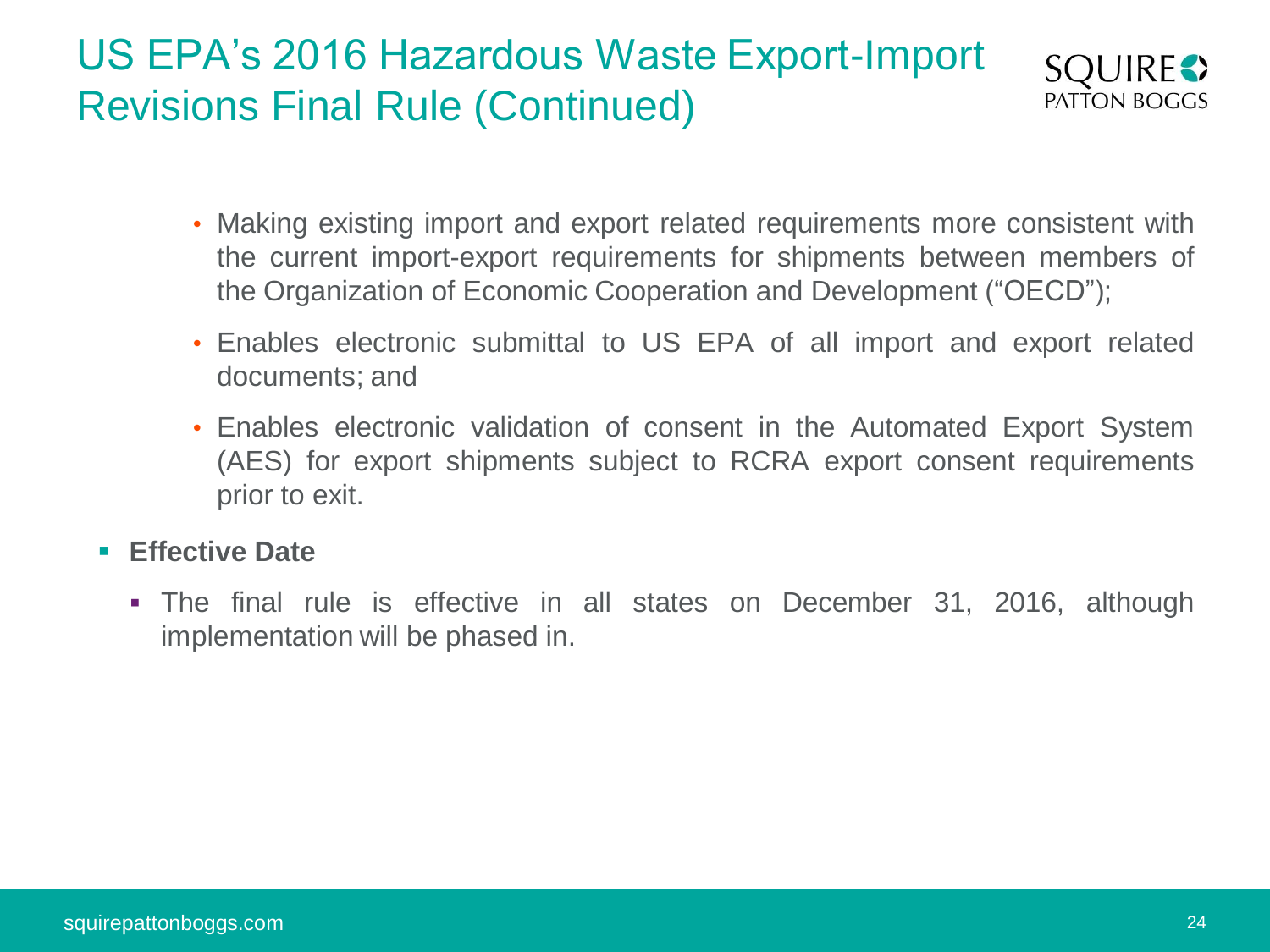# US EPA's 2016 Hazardous Waste Export-Import Revisions Final Rule (Continued)

- Making existing import and export related requirements more consistent with the current import-export requirements for shipments between members of the Organization of Economic Cooperation and Development ("OECD");
- Enables electronic submittal to US EPA of all import and export related documents; and
- Enables electronic validation of consent in the Automated Export System (AES) for export shipments subject to RCRA export consent requirements prior to exit.

- **Effective Date**
  - The final rule is effective in all states on December 31, 2016, although implementation will be phased in.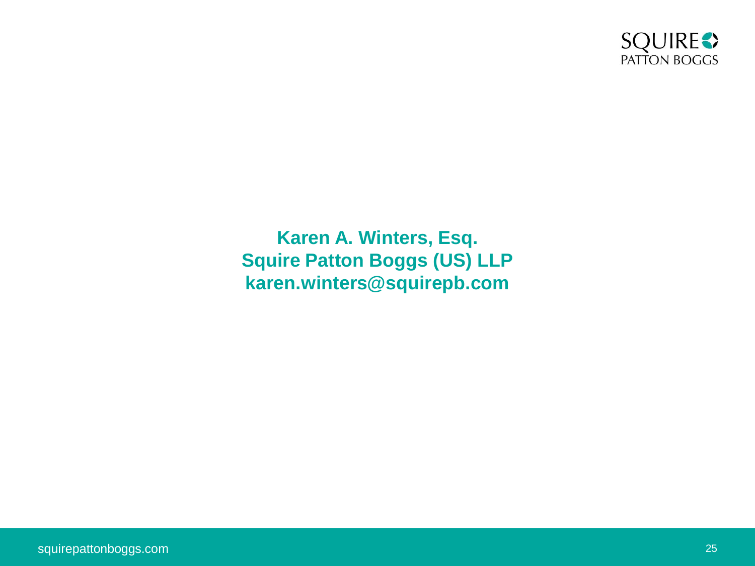**Karen A. Winters, Esq.**
**Squire Patton Boggs (US) LLP**
**karen.winters@squirepb.com**